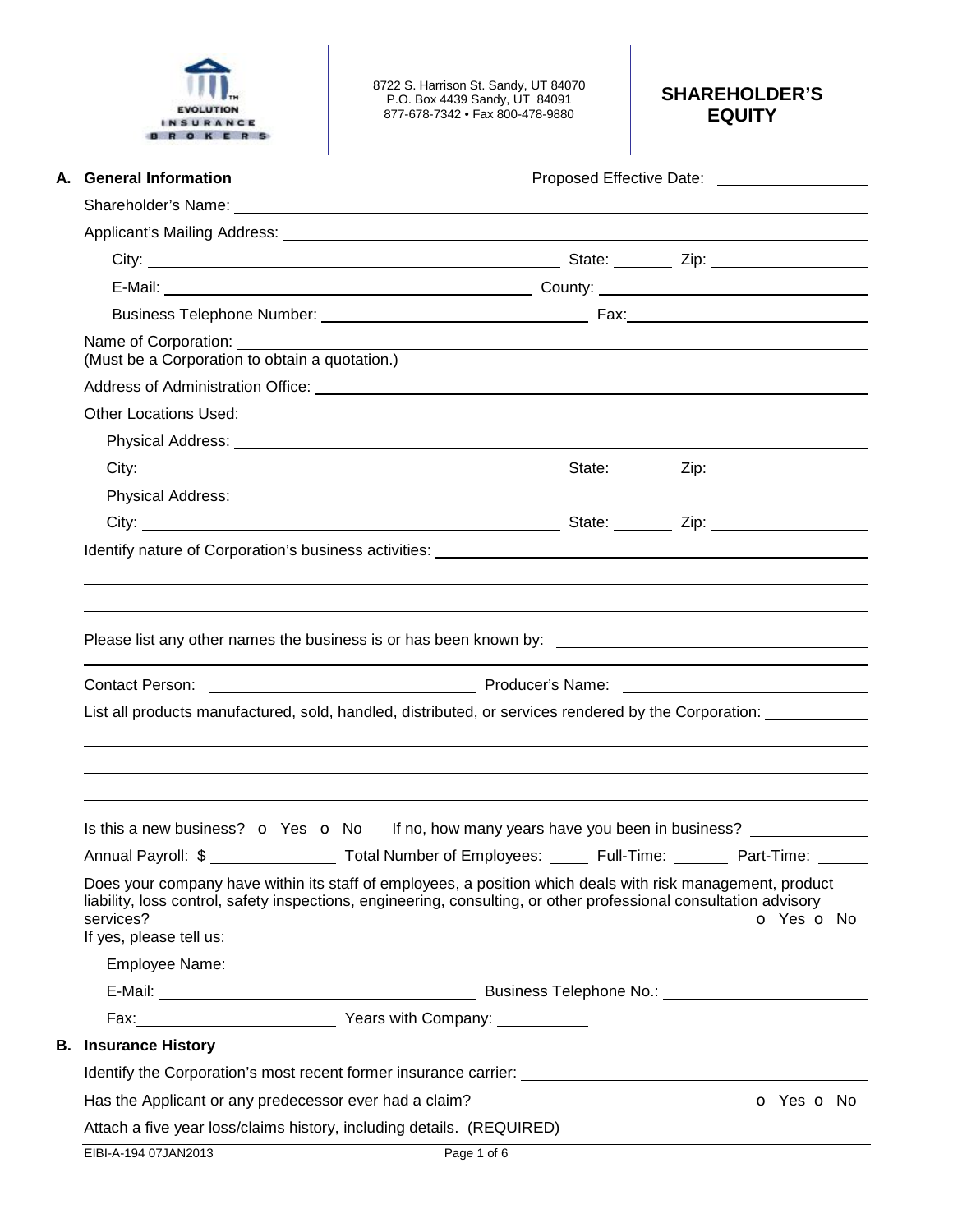EVOLUTION INSURANCE BROKERS

8722 S. Harrison St. Sandy, UT 84070
P.O. Box 4439 Sandy, UT 84091
877-678-7342 • Fax 800-478-9880

# SHAREHOLDER'S EQUITY

## A. General Information

Proposed Effective Date: ____________

Shareholder's Name: ____________

Applicant's Mailing Address: ____________

City: ____________ State: ______ Zip: ____________

E-Mail: ____________ County: ____________

Business Telephone Number: ____________ Fax: ____________

Name of Corporation: ____________
(Must be a Corporation to obtain a quotation.)

Address of Administration Office: ____________

Other Locations Used:

Physical Address: ____________

City: ____________ State: ______ Zip: ____________

Physical Address: ____________

City: ____________ State: ______ Zip: ____________

Identify nature of Corporation's business activities: ____________

____________

____________

Please list any other names the business is or has been known by: ____________

____________

Contact Person: ____________ Producer's Name: ____________

List all products manufactured, sold, handled, distributed, or services rendered by the Corporation: ____________

____________

____________

____________

Is this a new business? o Yes o No If no, how many years have you been in business? ____________

Annual Payroll: $ ____________ Total Number of Employees: _____ Full-Time: ______ Part-Time: ______

Does your company have within its staff of employees, a position which deals with risk management, product liability, loss control, safety inspections, engineering, consulting, or other professional consultation advisory services? o Yes o No

If yes, please tell us:

Employee Name: ____________

E-Mail: ____________ Business Telephone No.: ____________

Fax: ____________ Years with Company: ____________

## B. Insurance History

Identify the Corporation's most recent former insurance carrier: ____________

Has the Applicant or any predecessor ever had a claim? o Yes o No

Attach a five year loss/claims history, including details. (REQUIRED)

EIBI-A-194 07JAN2013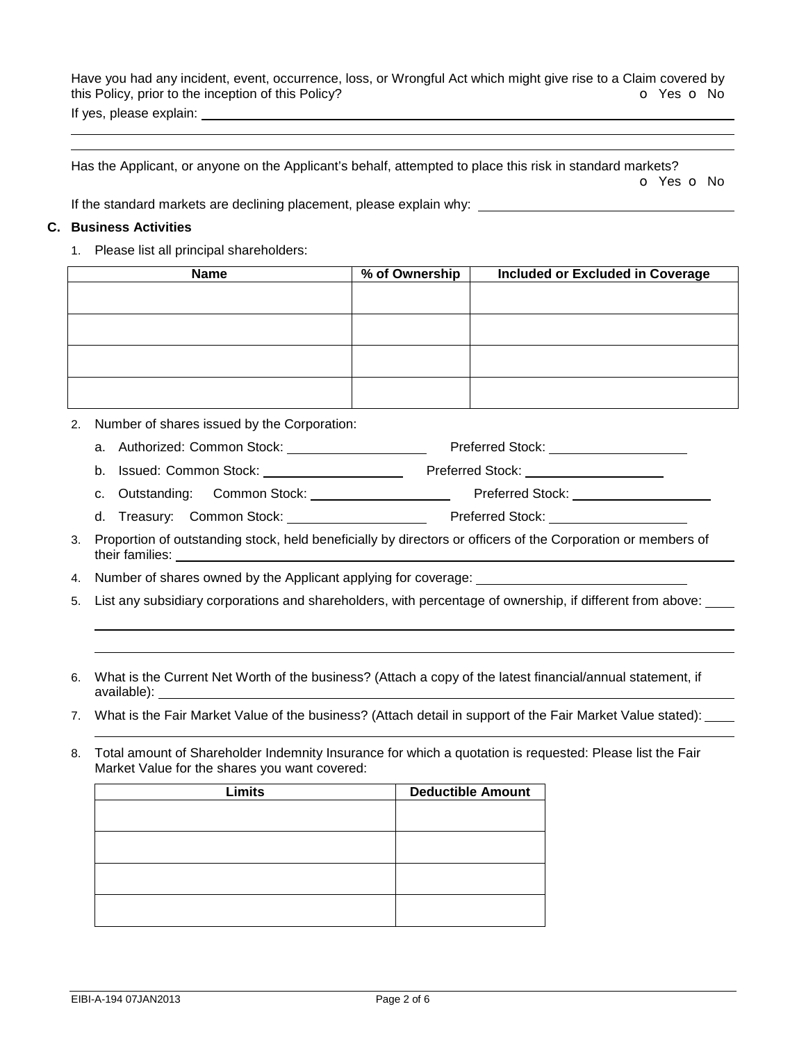Have you had any incident, event, occurrence, loss, or Wrongful Act which might give rise to a Claim covered by this Policy, prior to the inception of this Policy? o Yes o No

If yes, please explain: ______________________________________________

______________________________________________

______________________________________________

Has the Applicant, or anyone on the Applicant's behalf, attempted to place this risk in standard markets? o Yes o No

If the standard markets are declining placement, please explain why: ______________________________

**C. Business Activities**

1. Please list all principal shareholders:

| Name | % of Ownership | Included or Excluded in Coverage |
| --- | --- | --- |
| | | |
| | | |
| | | |
| | | |

2. Number of shares issued by the Corporation:
   a. Authorized: Common Stock: ________________ Preferred Stock: ________________
   b. Issued: Common Stock: ________________ Preferred Stock: ________________
   c. Outstanding: Common Stock: ________________ Preferred Stock: ________________
   d. Treasury: Common Stock: ________________ Preferred Stock: ________________
3. Proportion of outstanding stock, held beneficially by directors or officers of the Corporation or members of their families: ______________________________
4. Number of shares owned by the Applicant applying for coverage: ______________________________
5. List any subsidiary corporations and shareholders, with percentage of ownership, if different from above: ____

   ______________________________________________

   ______________________________________________
6. What is the Current Net Worth of the business? (Attach a copy of the latest financial/annual statement, if available): ______________________________
7. What is the Fair Market Value of the business? (Attach detail in support of the Fair Market Value stated): ____

   ______________________________________________
8. Total amount of Shareholder Indemnity Insurance for which a quotation is requested: Please list the Fair Market Value for the shares you want covered:

| Limits | Deductible Amount |
| --- | --- |
| | |
| | |
| | |
| | |

EIBI-A-194 07JAN2013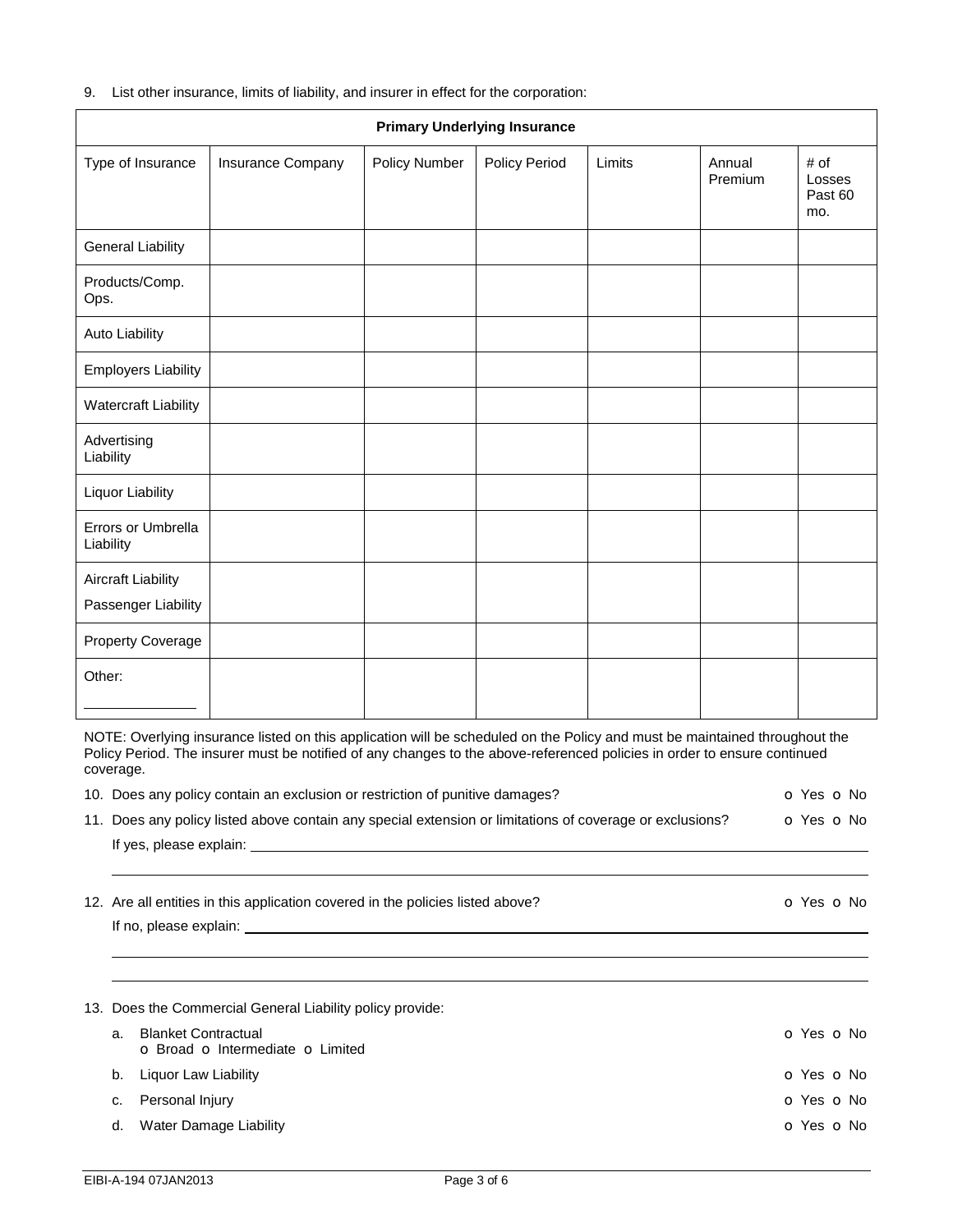9. List other insurance, limits of liability, and insurer in effect for the corporation:

| Primary Underlying Insurance | | | | | | |
|---|---|---|---|---|---|---|
| Type of Insurance | Insurance Company | Policy Number | Policy Period | Limits | Annual Premium | # of Losses Past 60 mo. |
| General Liability | | | | | | |
| Products/Comp. Ops. | | | | | | |
| Auto Liability | | | | | | |
| Employers Liability | | | | | | |
| Watercraft Liability | | | | | | |
| Advertising Liability | | | | | | |
| Liquor Liability | | | | | | |
| Errors or Umbrella Liability | | | | | | |
| Aircraft Liability<br>Passenger Liability | | | | | | |
| Property Coverage | | | | | | |
| Other: ______________ | | | | | | |

NOTE: Overlying insurance listed on this application will be scheduled on the Policy and must be maintained throughout the Policy Period. The insurer must be notified of any changes to the above-referenced policies in order to ensure continued coverage.

10. Does any policy contain an exclusion or restriction of punitive damages? o Yes o No

11. Does any policy listed above contain any special extension or limitations of coverage or exclusions? o Yes o No

    If yes, please explain: ______________________________________________

    ______________________________________________

12. Are all entities in this application covered in the policies listed above? o Yes o No

    If no, please explain: ______________________________________________

    ______________________________________________

    ______________________________________________

13. Does the Commercial General Liability policy provide:

    a. Blanket Contractual o Yes o No
       o Broad o Intermediate o Limited

    b. Liquor Law Liability o Yes o No

    c. Personal Injury o Yes o No

    d. Water Damage Liability o Yes o No

EIBI-A-194 07JAN2013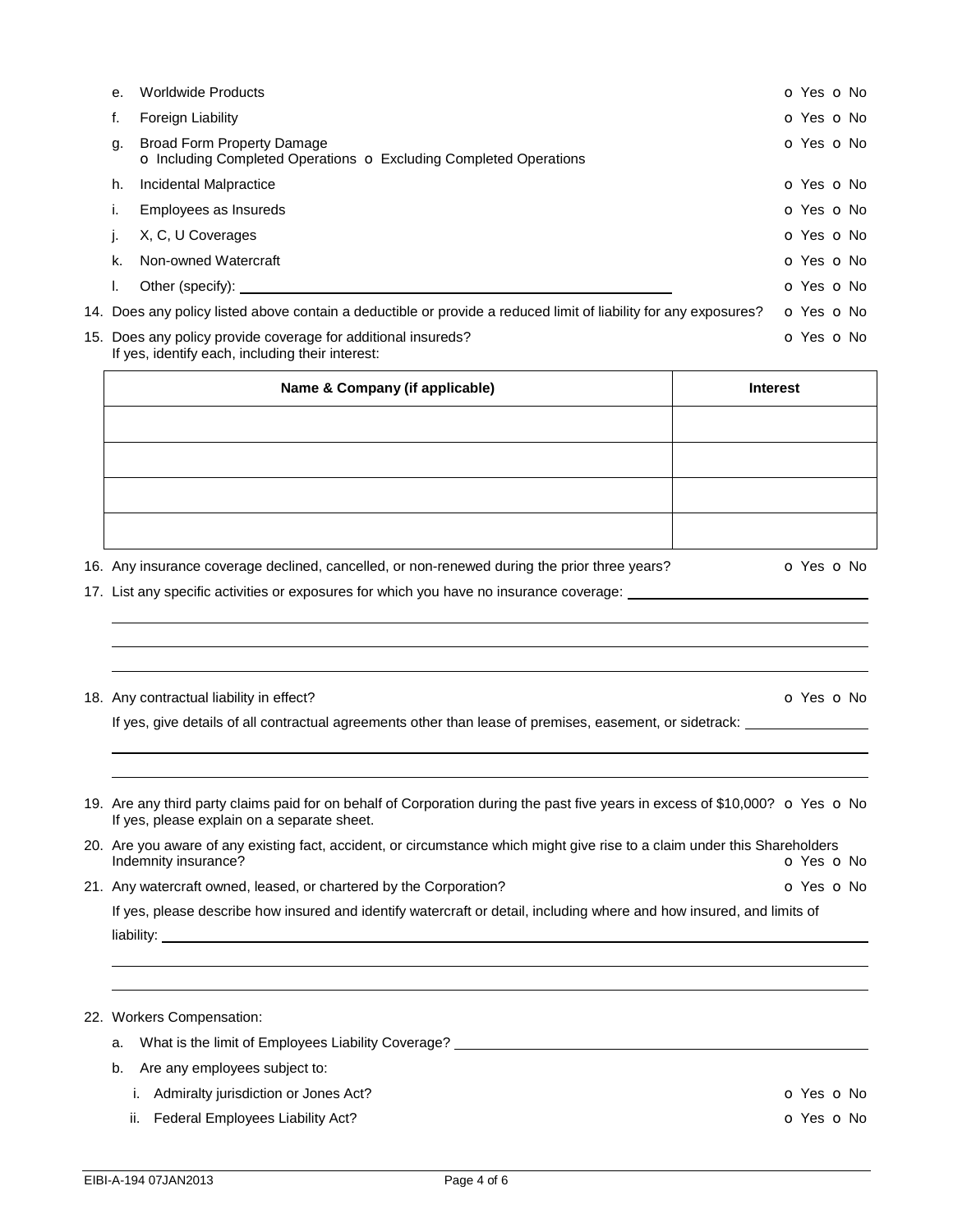e. Worldwide Products o Yes o No

f. Foreign Liability o Yes o No

g. Broad Form Property Damage o Yes o No
o Including Completed Operations o Excluding Completed Operations

h. Incidental Malpractice o Yes o No

i. Employees as Insureds o Yes o No

j. X, C, U Coverages o Yes o No

k. Non-owned Watercraft o Yes o No

l. Other (specify): ______________________________ o Yes o No

14. Does any policy listed above contain a deductible or provide a reduced limit of liability for any exposures? o Yes o No

15. Does any policy provide coverage for additional insureds? o Yes o No
If yes, identify each, including their interest:

| Name & Company (if applicable) | Interest |
| --- | --- |
| | |
| | |
| | |
| | |

16. Any insurance coverage declined, cancelled, or non-renewed during the prior three years? o Yes o No

17. List any specific activities or exposures for which you have no insurance coverage: ______________________________

______________________________

______________________________

______________________________

18. Any contractual liability in effect? o Yes o No

If yes, give details of all contractual agreements other than lease of premises, easement, or sidetrack: ______________________________

______________________________

______________________________

19. Are any third party claims paid for on behalf of Corporation during the past five years in excess of $10,000? o Yes o No
If yes, please explain on a separate sheet.

20. Are you aware of any existing fact, accident, or circumstance which might give rise to a claim under this Shareholders Indemnity insurance? o Yes o No

21. Any watercraft owned, leased, or chartered by the Corporation? o Yes o No

If yes, please describe how insured and identify watercraft or detail, including where and how insured, and limits of liability: ______________________________

______________________________

______________________________

22. Workers Compensation:

a. What is the limit of Employees Liability Coverage? ______________________________

b. Are any employees subject to:

i. Admiralty jurisdiction or Jones Act? o Yes o No

ii. Federal Employees Liability Act? o Yes o No

EIBI-A-194 07JAN2013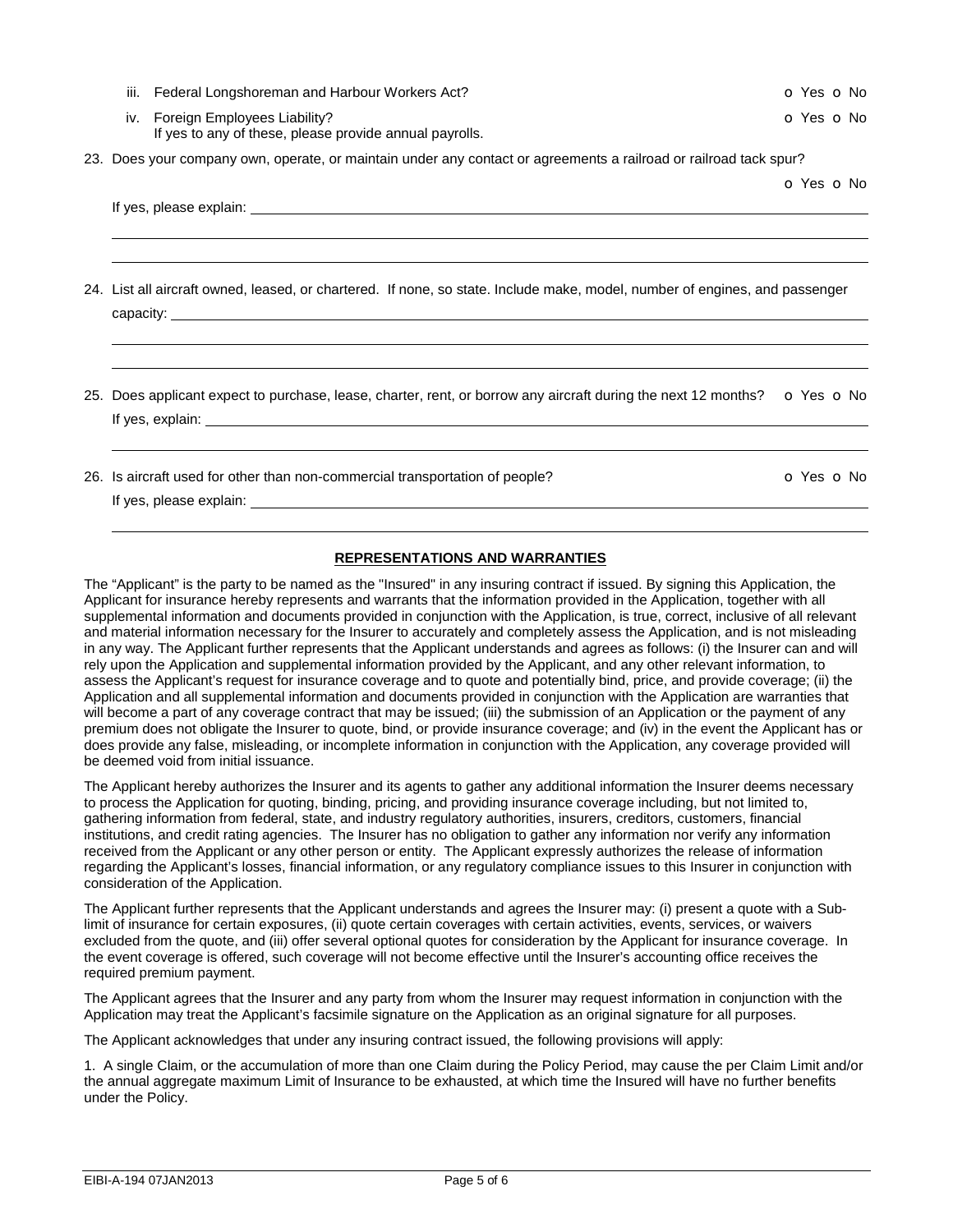iii. Federal Longshoreman and Harbour Workers Act? o Yes o No

iv. Foreign Employees Liability? o Yes o No
If yes to any of these, please provide annual payrolls.

23. Does your company own, operate, or maintain under any contact or agreements a railroad or railroad tack spur?

o Yes o No

If yes, please explain: \_\_\_\_\_\_\_\_\_\_\_\_\_\_\_\_\_\_\_\_\_\_\_\_\_\_\_\_\_\_\_\_\_\_\_\_\_\_\_\_\_\_\_\_\_\_\_\_\_\_\_\_\_\_\_\_\_\_\_\_\_\_\_\_\_\_\_\_\_\_\_\_\_\_\_\_

24. List all aircraft owned, leased, or chartered. If none, so state. Include make, model, number of engines, and passenger capacity: \_\_\_\_\_\_\_\_\_\_\_\_\_\_\_\_\_\_\_\_\_\_\_\_\_\_\_\_\_\_\_\_\_\_\_\_\_\_\_\_\_\_\_\_\_\_\_\_\_\_\_\_\_\_\_\_\_\_\_\_\_\_\_\_\_\_\_\_\_\_\_\_\_\_\_\_

25. Does applicant expect to purchase, lease, charter, rent, or borrow any aircraft during the next 12 months? o Yes o No
If yes, explain: \_\_\_\_\_\_\_\_\_\_\_\_\_\_\_\_\_\_\_\_\_\_\_\_\_\_\_\_\_\_\_\_\_\_\_\_\_\_\_\_\_\_\_\_\_\_\_\_\_\_\_\_\_\_\_\_\_\_\_\_\_\_\_\_\_\_\_\_\_\_\_\_\_\_\_\_

26. Is aircraft used for other than non-commercial transportation of people? o Yes o No
If yes, please explain: \_\_\_\_\_\_\_\_\_\_\_\_\_\_\_\_\_\_\_\_\_\_\_\_\_\_\_\_\_\_\_\_\_\_\_\_\_\_\_\_\_\_\_\_\_\_\_\_\_\_\_\_\_\_\_\_\_\_\_\_\_\_\_\_\_\_\_\_\_\_\_\_\_\_\_\_

## REPRESENTATIONS AND WARRANTIES

The "Applicant" is the party to be named as the "Insured" in any insuring contract if issued. By signing this Application, the Applicant for insurance hereby represents and warrants that the information provided in the Application, together with all supplemental information and documents provided in conjunction with the Application, is true, correct, inclusive of all relevant and material information necessary for the Insurer to accurately and completely assess the Application, and is not misleading in any way. The Applicant further represents that the Applicant understands and agrees as follows: (i) the Insurer can and will rely upon the Application and supplemental information provided by the Applicant, and any other relevant information, to assess the Applicant's request for insurance coverage and to quote and potentially bind, price, and provide coverage; (ii) the Application and all supplemental information and documents provided in conjunction with the Application are warranties that will become a part of any coverage contract that may be issued; (iii) the submission of an Application or the payment of any premium does not obligate the Insurer to quote, bind, or provide insurance coverage; and (iv) in the event the Applicant has or does provide any false, misleading, or incomplete information in conjunction with the Application, any coverage provided will be deemed void from initial issuance.

The Applicant hereby authorizes the Insurer and its agents to gather any additional information the Insurer deems necessary to process the Application for quoting, binding, pricing, and providing insurance coverage including, but not limited to, gathering information from federal, state, and industry regulatory authorities, insurers, creditors, customers, financial institutions, and credit rating agencies. The Insurer has no obligation to gather any information nor verify any information received from the Applicant or any other person or entity. The Applicant expressly authorizes the release of information regarding the Applicant's losses, financial information, or any regulatory compliance issues to this Insurer in conjunction with consideration of the Application.

The Applicant further represents that the Applicant understands and agrees the Insurer may: (i) present a quote with a Sub-limit of insurance for certain exposures, (ii) quote certain coverages with certain activities, events, services, or waivers excluded from the quote, and (iii) offer several optional quotes for consideration by the Applicant for insurance coverage. In the event coverage is offered, such coverage will not become effective until the Insurer's accounting office receives the required premium payment.

The Applicant agrees that the Insurer and any party from whom the Insurer may request information in conjunction with the Application may treat the Applicant's facsimile signature on the Application as an original signature for all purposes.

The Applicant acknowledges that under any insuring contract issued, the following provisions will apply:

1. A single Claim, or the accumulation of more than one Claim during the Policy Period, may cause the per Claim Limit and/or the annual aggregate maximum Limit of Insurance to be exhausted, at which time the Insured will have no further benefits under the Policy.

EIBI-A-194 07JAN2013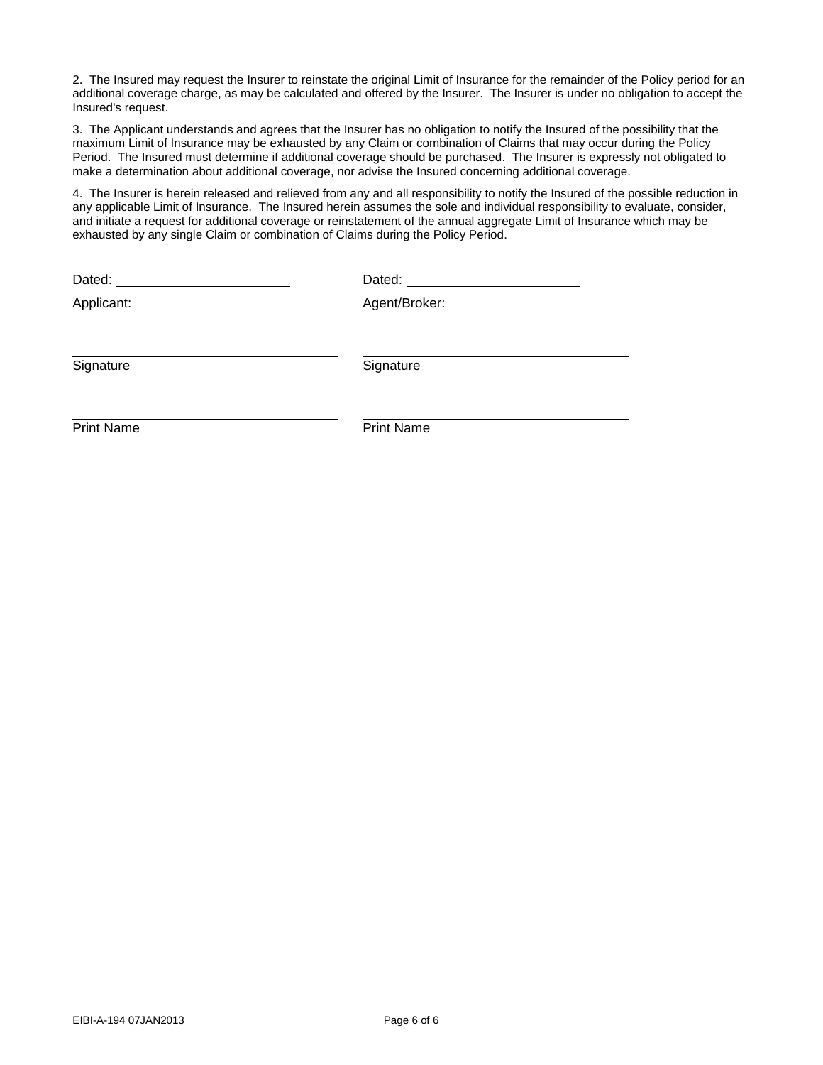2. The Insured may request the Insurer to reinstate the original Limit of Insurance for the remainder of the Policy period for an additional coverage charge, as may be calculated and offered by the Insurer. The Insurer is under no obligation to accept the Insured's request.

3. The Applicant understands and agrees that the Insurer has no obligation to notify the Insured of the possibility that the maximum Limit of Insurance may be exhausted by any Claim or combination of Claims that may occur during the Policy Period. The Insured must determine if additional coverage should be purchased. The Insurer is expressly not obligated to make a determination about additional coverage, nor advise the Insured concerning additional coverage.

4. The Insurer is herein released and relieved from any and all responsibility to notify the Insured of the possible reduction in any applicable Limit of Insurance. The Insured herein assumes the sole and individual responsibility to evaluate, consider, and initiate a request for additional coverage or reinstatement of the annual aggregate Limit of Insurance which may be exhausted by any single Claim or combination of Claims during the Policy Period.

Dated: ______________________

Applicant:

_________________________________
Signature

_________________________________
Print Name

Dated: ______________________

Agent/Broker:

_________________________________
Signature

_________________________________
Print Name

EIBI-A-194 07JAN2013